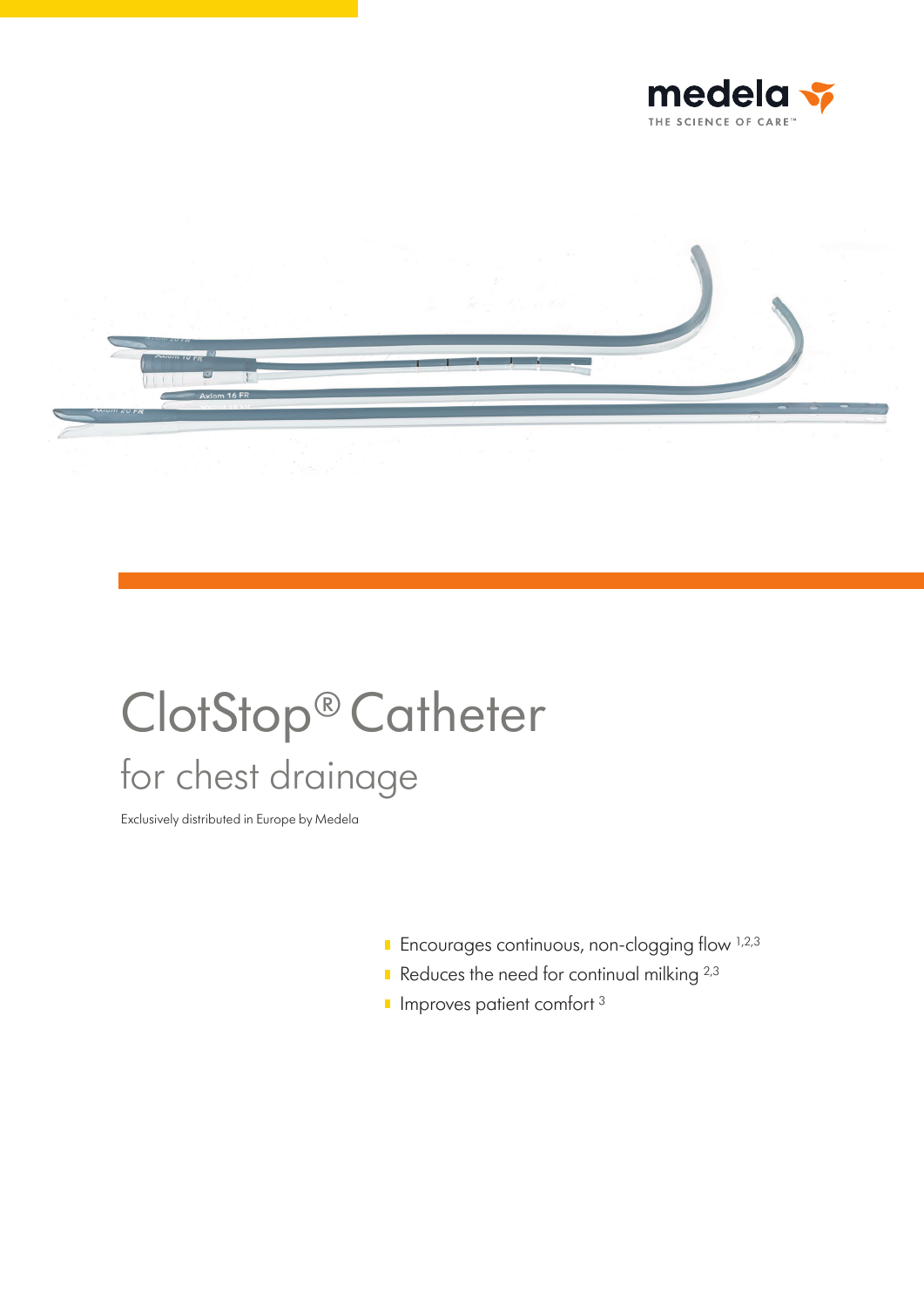medela

THE SCIENCE OF CARE™

# ClotStop® Catheter

## for chest drainage

Exclusively distributed in Europe by Medela

- Encourages continuous, non-clogging flow [1,2,3]
- Reduces the need for continual milking [2,3]
- Improves patient comfort [3]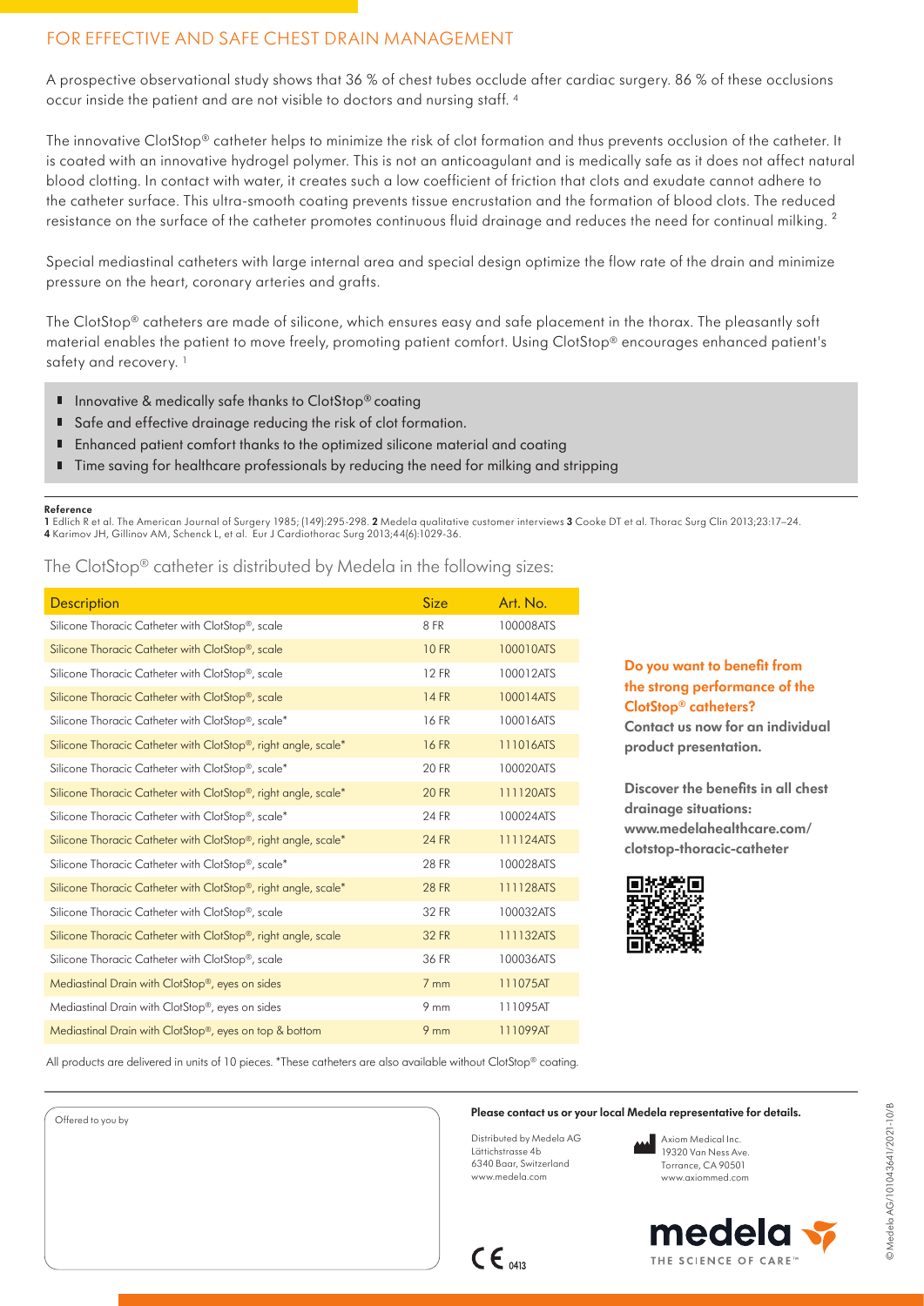## FOR EFFECTIVE AND SAFE CHEST DRAIN MANAGEMENT

A prospective observational study shows that 36 % of chest tubes occlude after cardiac surgery. 86 % of these occlusions occur inside the patient and are not visible to doctors and nursing staff. [4]

The innovative ClotStop® catheter helps to minimize the risk of clot formation and thus prevents occlusion of the catheter. It is coated with an innovative hydrogel polymer. This is not an anticoagulant and is medically safe as it does not affect natural blood clotting. In contact with water, it creates such a low coefficient of friction that clots and exudate cannot adhere to the catheter surface. This ultra-smooth coating prevents tissue encrustation and the formation of blood clots. The reduced resistance on the surface of the catheter promotes continuous fluid drainage and reduces the need for continual milking. [2]

Special mediastinal catheters with large internal area and special design optimize the flow rate of the drain and minimize pressure on the heart, coronary arteries and grafts.

The ClotStop® catheters are made of silicone, which ensures easy and safe placement in the thorax. The pleasantly soft material enables the patient to move freely, promoting patient comfort. Using ClotStop® encourages enhanced patient's safety and recovery. [1]

- Innovative & medically safe thanks to ClotStop® coating
- Safe and effective drainage reducing the risk of clot formation.
- Enhanced patient comfort thanks to the optimized silicone material and coating
- Time saving for healthcare professionals by reducing the need for milking and stripping

**Reference**
**1** Edlich R et al. The American Journal of Surgery 1985; (149):295-298. **2** Medela qualitative customer interviews **3** Cooke DT et al. Thorac Surg Clin 2013;23:17–24. **4** Karimov JH, Gillinov AM, Schenck L, et al. Eur J Cardiothorac Surg 2013;44(6):1029-36.

The ClotStop® catheter is distributed by Medela in the following sizes:

| Description | Size | Art. No. |
| --- | --- | --- |
| Silicone Thoracic Catheter with ClotStop®, scale | 8 FR | 100008ATS |
| Silicone Thoracic Catheter with ClotStop®, scale | 10 FR | 100010ATS |
| Silicone Thoracic Catheter with ClotStop®, scale | 12 FR | 100012ATS |
| Silicone Thoracic Catheter with ClotStop®, scale | 14 FR | 100014ATS |
| Silicone Thoracic Catheter with ClotStop®, scale* | 16 FR | 100016ATS |
| Silicone Thoracic Catheter with ClotStop®, right angle, scale* | 16 FR | 111016ATS |
| Silicone Thoracic Catheter with ClotStop®, scale* | 20 FR | 100020ATS |
| Silicone Thoracic Catheter with ClotStop®, right angle, scale* | 20 FR | 111120ATS |
| Silicone Thoracic Catheter with ClotStop®, scale* | 24 FR | 100024ATS |
| Silicone Thoracic Catheter with ClotStop®, right angle, scale* | 24 FR | 111124ATS |
| Silicone Thoracic Catheter with ClotStop®, scale* | 28 FR | 100028ATS |
| Silicone Thoracic Catheter with ClotStop®, right angle, scale* | 28 FR | 111128ATS |
| Silicone Thoracic Catheter with ClotStop®, scale | 32 FR | 100032ATS |
| Silicone Thoracic Catheter with ClotStop®, right angle, scale | 32 FR | 111132ATS |
| Silicone Thoracic Catheter with ClotStop®, scale | 36 FR | 100036ATS |
| Mediastinal Drain with ClotStop®, eyes on sides | 7 mm | 111075AT |
| Mediastinal Drain with ClotStop®, eyes on sides | 9 mm | 111095AT |
| Mediastinal Drain with ClotStop®, eyes on top & bottom | 9 mm | 111099AT |

All products are delivered in units of 10 pieces. *These catheters are also available without ClotStop® coating.

**Do you want to benefit from the strong performance of the ClotStop® catheters?**
**Contact us now for an individual product presentation.**

**Discover the benefits in all chest drainage situations: www.medelahealthcare.com/clotstop-thoracic-catheter**

Offered to you by

**Please contact us or your local Medela representative for details.**

Distributed by Medela AG
Lättichstrasse 4b
6340 Baar, Switzerland
www.medela.com

Axiom Medical Inc.
19320 Van Ness Ave.
Torrance, CA 90501
www.axiommed.com

CE 0413

medela
THE SCIENCE OF CARE™

© Medela AG/101043641/2021-10/B